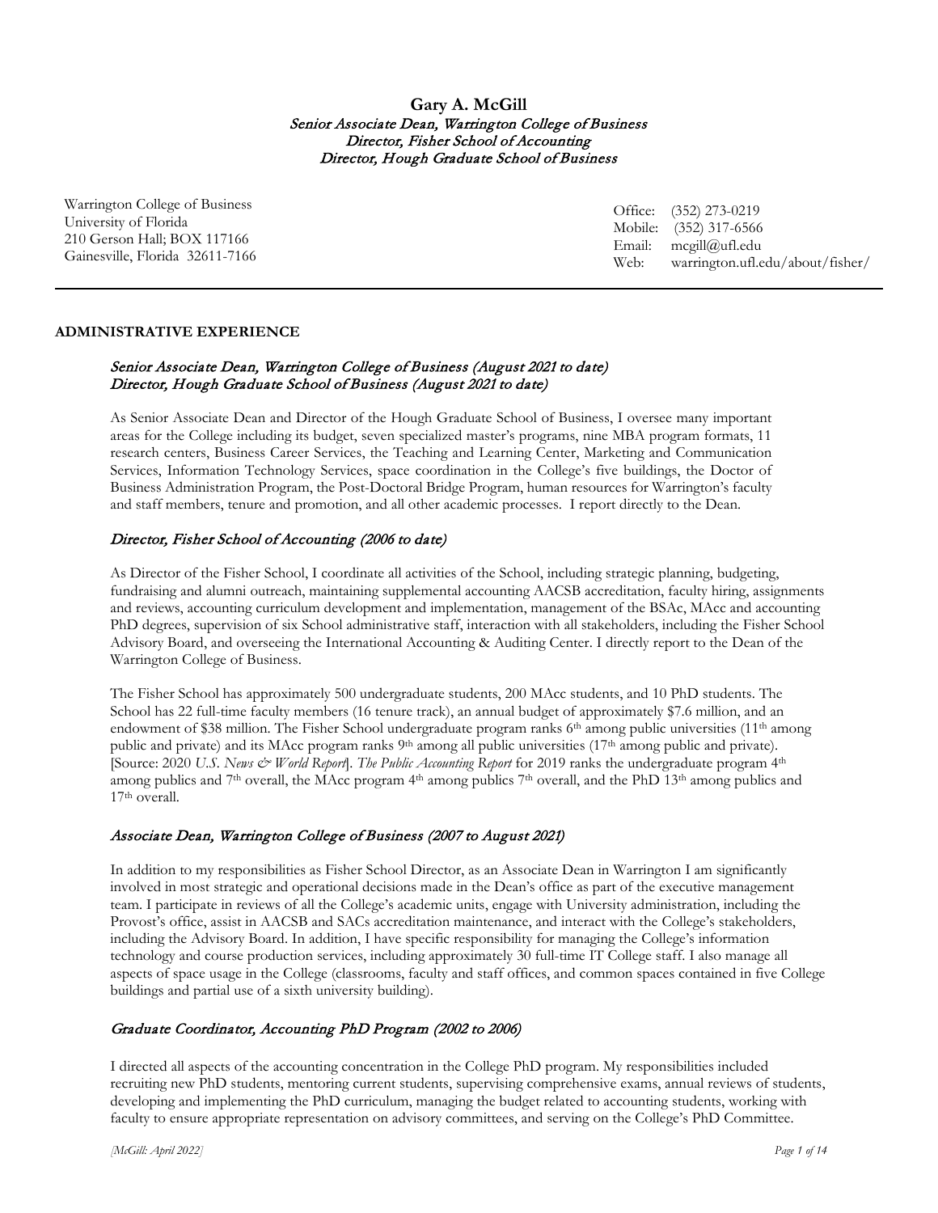# Gary A. McGill

*Senior Associate Dean, Warrington College of Business*
*Director, Fisher School of Accounting*
*Director, Hough Graduate School of Business*

Warrington College of Business
University of Florida
210 Gerson Hall; BOX 117166
Gainesville, Florida 32611-7166

Office: (352) 273-0219
Mobile: (352) 317-6566
Email: mcgill@ufl.edu
Web: warrington.ufl.edu/about/fisher/

---

## ADMINISTRATIVE EXPERIENCE

### *Senior Associate Dean, Warrington College of Business (August 2021 to date)*
### *Director, Hough Graduate School of Business (August 2021 to date)*

As Senior Associate Dean and Director of the Hough Graduate School of Business, I oversee many important areas for the College including its budget, seven specialized master's programs, nine MBA program formats, 11 research centers, Business Career Services, the Teaching and Learning Center, Marketing and Communication Services, Information Technology Services, space coordination in the College's five buildings, the Doctor of Business Administration Program, the Post-Doctoral Bridge Program, human resources for Warrington's faculty and staff members, tenure and promotion, and all other academic processes. I report directly to the Dean.

### *Director, Fisher School of Accounting (2006 to date)*

As Director of the Fisher School, I coordinate all activities of the School, including strategic planning, budgeting, fundraising and alumni outreach, maintaining supplemental accounting AACSB accreditation, faculty hiring, assignments and reviews, accounting curriculum development and implementation, management of the BSAc, MAcc and accounting PhD degrees, supervision of six School administrative staff, interaction with all stakeholders, including the Fisher School Advisory Board, and overseeing the International Accounting & Auditing Center. I directly report to the Dean of the Warrington College of Business.

The Fisher School has approximately 500 undergraduate students, 200 MAcc students, and 10 PhD students. The School has 22 full-time faculty members (16 tenure track), an annual budget of approximately $7.6 million, and an endowment of $38 million. The Fisher School undergraduate program ranks 6th among public universities (11th among public and private) and its MAcc program ranks 9th among all public universities (17th among public and private). [Source: 2020 *U.S. News & World Report*]. *The Public Accounting Report* for 2019 ranks the undergraduate program 4th among publics and 7th overall, the MAcc program 4th among publics 7th overall, and the PhD 13th among publics and 17th overall.

### *Associate Dean, Warrington College of Business (2007 to August 2021)*

In addition to my responsibilities as Fisher School Director, as an Associate Dean in Warrington I am significantly involved in most strategic and operational decisions made in the Dean's office as part of the executive management team. I participate in reviews of all the College's academic units, engage with University administration, including the Provost's office, assist in AACSB and SACs accreditation maintenance, and interact with the College's stakeholders, including the Advisory Board. In addition, I have specific responsibility for managing the College's information technology and course production services, including approximately 30 full-time IT College staff. I also manage all aspects of space usage in the College (classrooms, faculty and staff offices, and common spaces contained in five College buildings and partial use of a sixth university building).

### *Graduate Coordinator, Accounting PhD Program (2002 to 2006)*

I directed all aspects of the accounting concentration in the College PhD program. My responsibilities included recruiting new PhD students, mentoring current students, supervising comprehensive exams, annual reviews of students, developing and implementing the PhD curriculum, managing the budget related to accounting students, working with faculty to ensure appropriate representation on advisory committees, and serving on the College's PhD Committee.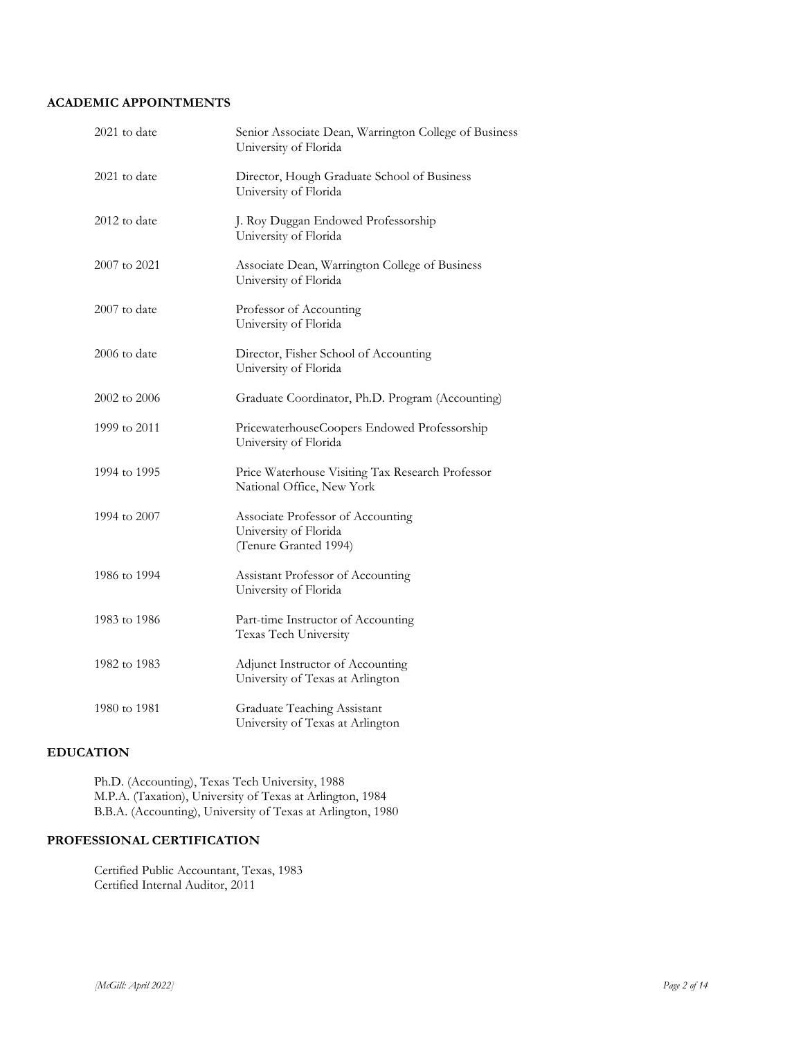## ACADEMIC APPOINTMENTS

| | |
|---|---|
| 2021 to date | Senior Associate Dean, Warrington College of Business<br>University of Florida |
| 2021 to date | Director, Hough Graduate School of Business<br>University of Florida |
| 2012 to date | J. Roy Duggan Endowed Professorship<br>University of Florida |
| 2007 to 2021 | Associate Dean, Warrington College of Business<br>University of Florida |
| 2007 to date | Professor of Accounting<br>University of Florida |
| 2006 to date | Director, Fisher School of Accounting<br>University of Florida |
| 2002 to 2006 | Graduate Coordinator, Ph.D. Program (Accounting) |
| 1999 to 2011 | PricewaterhouseCoopers Endowed Professorship<br>University of Florida |
| 1994 to 1995 | Price Waterhouse Visiting Tax Research Professor<br>National Office, New York |
| 1994 to 2007 | Associate Professor of Accounting<br>University of Florida<br>(Tenure Granted 1994) |
| 1986 to 1994 | Assistant Professor of Accounting<br>University of Florida |
| 1983 to 1986 | Part-time Instructor of Accounting<br>Texas Tech University |
| 1982 to 1983 | Adjunct Instructor of Accounting<br>University of Texas at Arlington |
| 1980 to 1981 | Graduate Teaching Assistant<br>University of Texas at Arlington |

## EDUCATION

Ph.D. (Accounting), Texas Tech University, 1988
M.P.A. (Taxation), University of Texas at Arlington, 1984
B.B.A. (Accounting), University of Texas at Arlington, 1980

## PROFESSIONAL CERTIFICATION

Certified Public Accountant, Texas, 1983
Certified Internal Auditor, 2011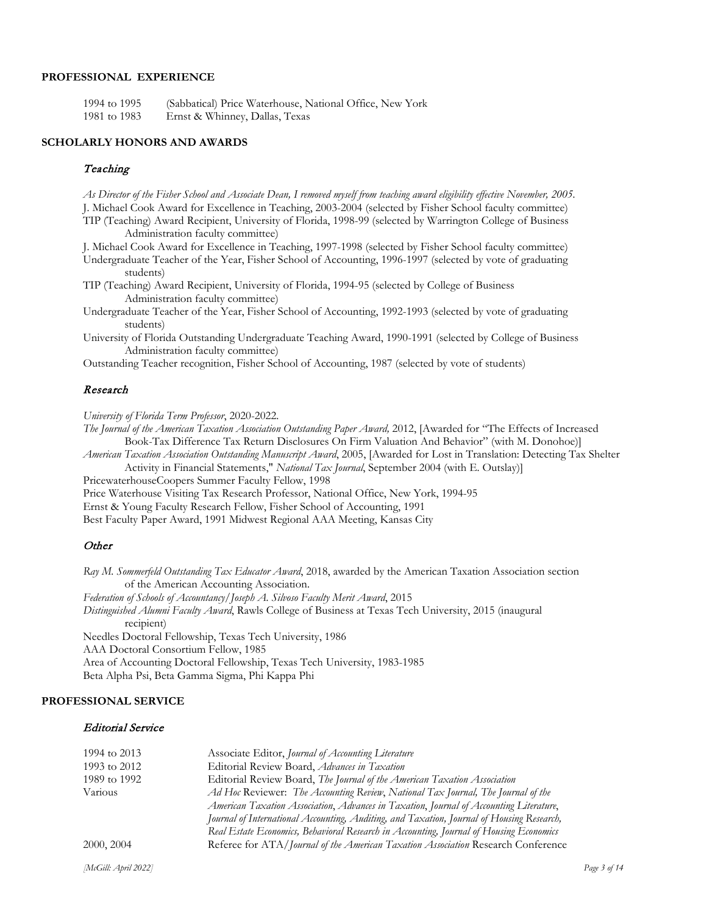## PROFESSIONAL EXPERIENCE

| | |
|---|---|
| 1994 to 1995 | (Sabbatical) Price Waterhouse, National Office, New York |
| 1981 to 1983 | Ernst & Whinney, Dallas, Texas |

## SCHOLARLY HONORS AND AWARDS

### *Teaching*

*As Director of the Fisher School and Associate Dean, I removed myself from teaching award eligibility effective November, 2005.*

J. Michael Cook Award for Excellence in Teaching, 2003-2004 (selected by Fisher School faculty committee)

TIP (Teaching) Award Recipient, University of Florida, 1998-99 (selected by Warrington College of Business Administration faculty committee)

J. Michael Cook Award for Excellence in Teaching, 1997-1998 (selected by Fisher School faculty committee)

Undergraduate Teacher of the Year, Fisher School of Accounting, 1996-1997 (selected by vote of graduating students)

TIP (Teaching) Award Recipient, University of Florida, 1994-95 (selected by College of Business Administration faculty committee)

Undergraduate Teacher of the Year, Fisher School of Accounting, 1992-1993 (selected by vote of graduating students)

University of Florida Outstanding Undergraduate Teaching Award, 1990-1991 (selected by College of Business Administration faculty committee)

Outstanding Teacher recognition, Fisher School of Accounting, 1987 (selected by vote of students)

### *Research*

*University of Florida Term Professor*, 2020-2022.

*The Journal of the American Taxation Association Outstanding Paper Award,* 2012, [Awarded for "The Effects of Increased Book-Tax Difference Tax Return Disclosures On Firm Valuation And Behavior" (with M. Donohoe)]

*American Taxation Association Outstanding Manuscript Award*, 2005, [Awarded for Lost in Translation: Detecting Tax Shelter Activity in Financial Statements," *National Tax Journal*, September 2004 (with E. Outslay)]

PricewaterhouseCoopers Summer Faculty Fellow, 1998

Price Waterhouse Visiting Tax Research Professor, National Office, New York, 1994-95

Ernst & Young Faculty Research Fellow, Fisher School of Accounting, 1991

Best Faculty Paper Award, 1991 Midwest Regional AAA Meeting, Kansas City

### *Other*

*Ray M. Sommerfeld Outstanding Tax Educator Award*, 2018, awarded by the American Taxation Association section of the American Accounting Association.

*Federation of Schools of Accountancy/Joseph A. Silvoso Faculty Merit Award*, 2015

*Distinguished Alumni Faculty Award*, Rawls College of Business at Texas Tech University, 2015 (inaugural recipient)

Needles Doctoral Fellowship, Texas Tech University, 1986

AAA Doctoral Consortium Fellow, 1985

Area of Accounting Doctoral Fellowship, Texas Tech University, 1983-1985

Beta Alpha Psi, Beta Gamma Sigma, Phi Kappa Phi

## PROFESSIONAL SERVICE

### *Editorial Service*

| | |
|---|---|
| 1994 to 2013 | Associate Editor, *Journal of Accounting Literature* |
| 1993 to 2012 | Editorial Review Board, *Advances in Taxation* |
| 1989 to 1992 | Editorial Review Board, *The Journal of the American Taxation Association* |
| Various | *Ad Hoc* Reviewer: *The Accounting Review*, *National Tax Journal, The Journal of the American Taxation Association*, *Advances in Taxation*, *Journal of Accounting Literature*, *Journal of International Accounting, Auditing, and Taxation, Journal of Housing Research, Real Estate Economics, Behavioral Research in Accounting, Journal of Housing Economics* |
| 2000, 2004 | Referee for ATA/*Journal of the American Taxation Association* Research Conference |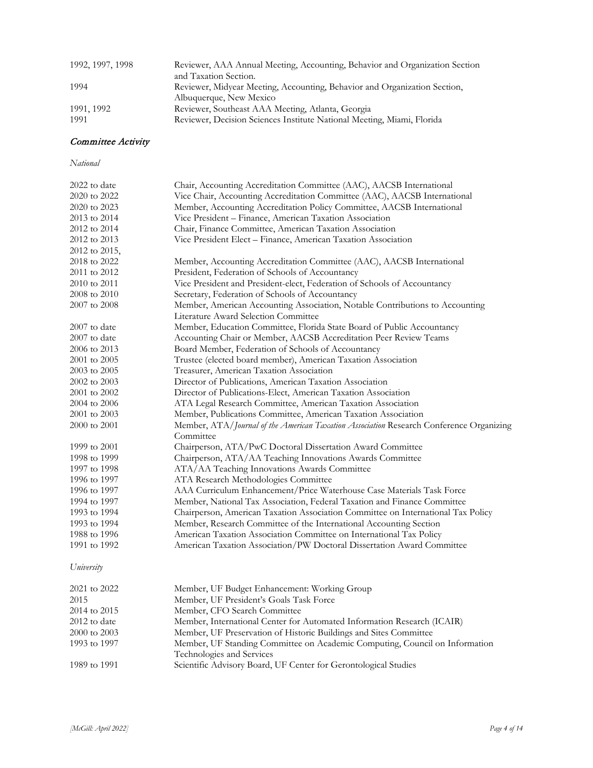| | |
|---|---|
| 1992, 1997, 1998 | Reviewer, AAA Annual Meeting, Accounting, Behavior and Organization Section and Taxation Section. |
| 1994 | Reviewer, Midyear Meeting, Accounting, Behavior and Organization Section, Albuquerque, New Mexico |
| 1991, 1992 | Reviewer, Southeast AAA Meeting, Atlanta, Georgia |
| 1991 | Reviewer, Decision Sciences Institute National Meeting, Miami, Florida |

## *Committee Activity*

*National*

| | |
|---|---|
| 2022 to date | Chair, Accounting Accreditation Committee (AAC), AACSB International |
| 2020 to 2022 | Vice Chair, Accounting Accreditation Committee (AAC), AACSB International |
| 2020 to 2023 | Member, Accounting Accreditation Policy Committee, AACSB International |
| 2013 to 2014 | Vice President – Finance, American Taxation Association |
| 2012 to 2014 | Chair, Finance Committee, American Taxation Association |
| 2012 to 2013 | Vice President Elect – Finance, American Taxation Association |
| 2012 to 2015, 2018 to 2022 | Member, Accounting Accreditation Committee (AAC), AACSB International |
| 2011 to 2012 | President, Federation of Schools of Accountancy |
| 2010 to 2011 | Vice President and President-elect, Federation of Schools of Accountancy |
| 2008 to 2010 | Secretary, Federation of Schools of Accountancy |
| 2007 to 2008 | Member, American Accounting Association, Notable Contributions to Accounting Literature Award Selection Committee |
| 2007 to date | Member, Education Committee, Florida State Board of Public Accountancy |
| 2007 to date | Accounting Chair or Member, AACSB Accreditation Peer Review Teams |
| 2006 to 2013 | Board Member, Federation of Schools of Accountancy |
| 2001 to 2005 | Trustee (elected board member), American Taxation Association |
| 2003 to 2005 | Treasurer, American Taxation Association |
| 2002 to 2003 | Director of Publications, American Taxation Association |
| 2001 to 2002 | Director of Publications-Elect, American Taxation Association |
| 2004 to 2006 | ATA Legal Research Committee, American Taxation Association |
| 2001 to 2003 | Member, Publications Committee, American Taxation Association |
| 2000 to 2001 | Member, ATA/*Journal of the American Taxation Association* Research Conference Organizing Committee |
| 1999 to 2001 | Chairperson, ATA/PwC Doctoral Dissertation Award Committee |
| 1998 to 1999 | Chairperson, ATA/AA Teaching Innovations Awards Committee |
| 1997 to 1998 | ATA/AA Teaching Innovations Awards Committee |
| 1996 to 1997 | ATA Research Methodologies Committee |
| 1996 to 1997 | AAA Curriculum Enhancement/Price Waterhouse Case Materials Task Force |
| 1994 to 1997 | Member, National Tax Association, Federal Taxation and Finance Committee |
| 1993 to 1994 | Chairperson, American Taxation Association Committee on International Tax Policy |
| 1993 to 1994 | Member, Research Committee of the International Accounting Section |
| 1988 to 1996 | American Taxation Association Committee on International Tax Policy |
| 1991 to 1992 | American Taxation Association/PW Doctoral Dissertation Award Committee |

*University*

| | |
|---|---|
| 2021 to 2022 | Member, UF Budget Enhancement: Working Group |
| 2015 | Member, UF President's Goals Task Force |
| 2014 to 2015 | Member, CFO Search Committee |
| 2012 to date | Member, International Center for Automated Information Research (ICAIR) |
| 2000 to 2003 | Member, UF Preservation of Historic Buildings and Sites Committee |
| 1993 to 1997 | Member, UF Standing Committee on Academic Computing, Council on Information Technologies and Services |
| 1989 to 1991 | Scientific Advisory Board, UF Center for Gerontological Studies |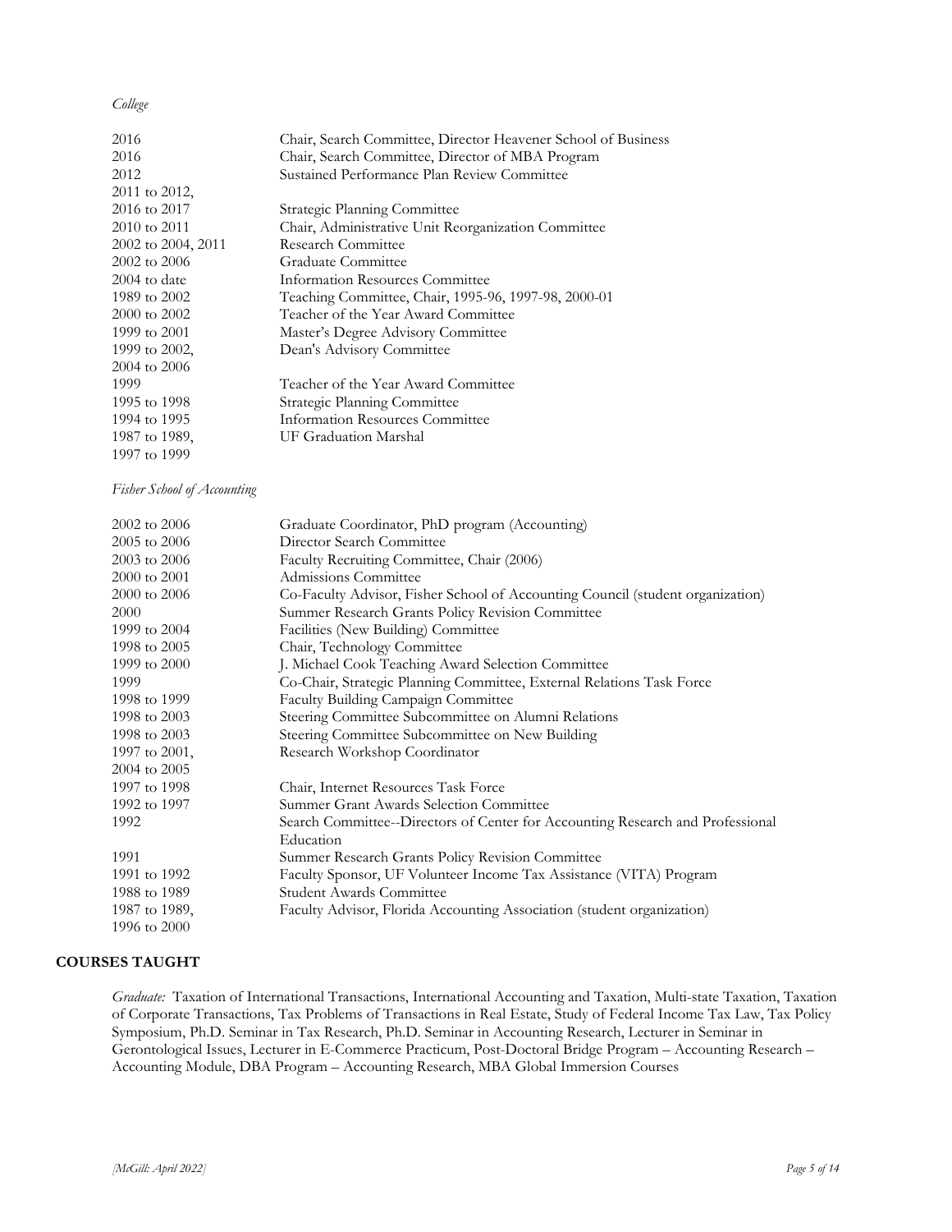*College*

| | |
|---|---|
| 2016 | Chair, Search Committee, Director Heavener School of Business |
| 2016 | Chair, Search Committee, Director of MBA Program |
| 2012 | Sustained Performance Plan Review Committee |
| 2011 to 2012, 2016 to 2017 | Strategic Planning Committee |
| 2010 to 2011 | Chair, Administrative Unit Reorganization Committee |
| 2002 to 2004, 2011 | Research Committee |
| 2002 to 2006 | Graduate Committee |
| 2004 to date | Information Resources Committee |
| 1989 to 2002 | Teaching Committee, Chair, 1995-96, 1997-98, 2000-01 |
| 2000 to 2002 | Teacher of the Year Award Committee |
| 1999 to 2001 | Master's Degree Advisory Committee |
| 1999 to 2002, 2004 to 2006 | Dean's Advisory Committee |
| 1999 | Teacher of the Year Award Committee |
| 1995 to 1998 | Strategic Planning Committee |
| 1994 to 1995 | Information Resources Committee |
| 1987 to 1989, 1997 to 1999 | UF Graduation Marshal |

*Fisher School of Accounting*

| | |
|---|---|
| 2002 to 2006 | Graduate Coordinator, PhD program (Accounting) |
| 2005 to 2006 | Director Search Committee |
| 2003 to 2006 | Faculty Recruiting Committee, Chair (2006) |
| 2000 to 2001 | Admissions Committee |
| 2000 to 2006 | Co-Faculty Advisor, Fisher School of Accounting Council (student organization) |
| 2000 | Summer Research Grants Policy Revision Committee |
| 1999 to 2004 | Facilities (New Building) Committee |
| 1998 to 2005 | Chair, Technology Committee |
| 1999 to 2000 | J. Michael Cook Teaching Award Selection Committee |
| 1999 | Co-Chair, Strategic Planning Committee, External Relations Task Force |
| 1998 to 1999 | Faculty Building Campaign Committee |
| 1998 to 2003 | Steering Committee Subcommittee on Alumni Relations |
| 1998 to 2003 | Steering Committee Subcommittee on New Building |
| 1997 to 2001, 2004 to 2005 | Research Workshop Coordinator |
| 1997 to 1998 | Chair, Internet Resources Task Force |
| 1992 to 1997 | Summer Grant Awards Selection Committee |
| 1992 | Search Committee--Directors of Center for Accounting Research and Professional Education |
| 1991 | Summer Research Grants Policy Revision Committee |
| 1991 to 1992 | Faculty Sponsor, UF Volunteer Income Tax Assistance (VITA) Program |
| 1988 to 1989 | Student Awards Committee |
| 1987 to 1989, 1996 to 2000 | Faculty Advisor, Florida Accounting Association (student organization) |

## COURSES TAUGHT

*Graduate:* Taxation of International Transactions, International Accounting and Taxation, Multi-state Taxation, Taxation of Corporate Transactions, Tax Problems of Transactions in Real Estate, Study of Federal Income Tax Law, Tax Policy Symposium, Ph.D. Seminar in Tax Research, Ph.D. Seminar in Accounting Research, Lecturer in Seminar in Gerontological Issues, Lecturer in E-Commerce Practicum, Post-Doctoral Bridge Program – Accounting Research – Accounting Module, DBA Program – Accounting Research, MBA Global Immersion Courses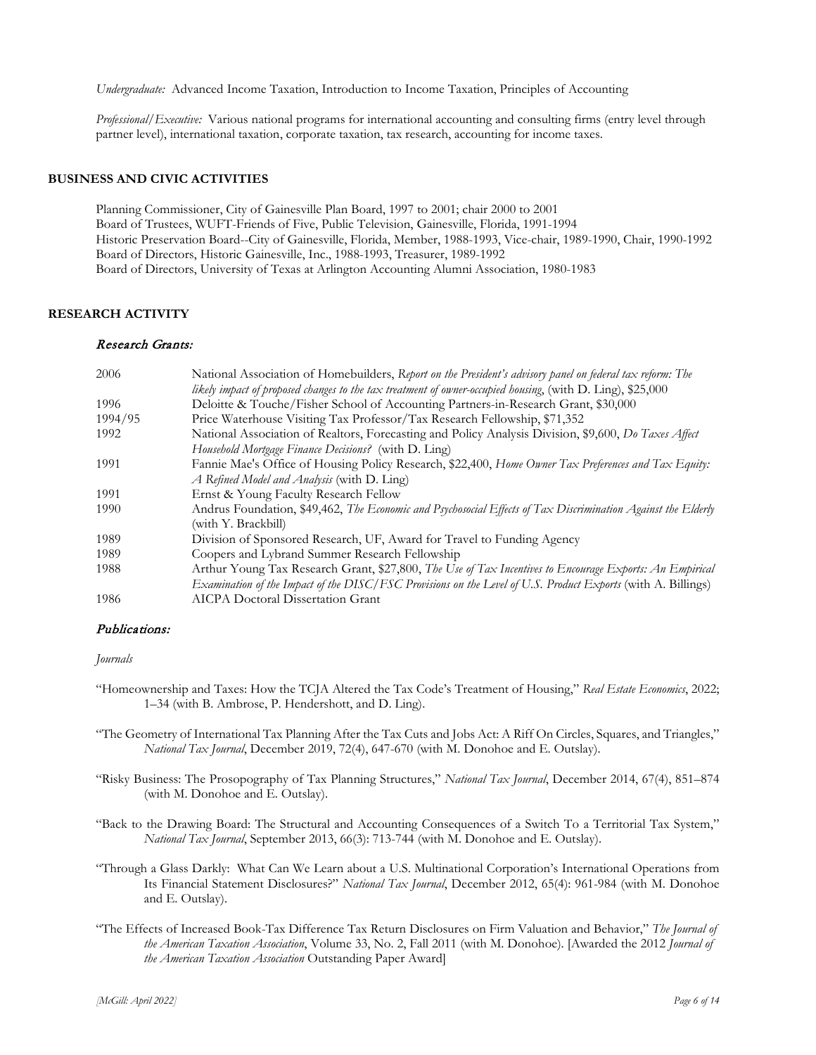*Undergraduate:* Advanced Income Taxation, Introduction to Income Taxation, Principles of Accounting

*Professional/Executive:* Various national programs for international accounting and consulting firms (entry level through partner level), international taxation, corporate taxation, tax research, accounting for income taxes.

## BUSINESS AND CIVIC ACTIVITIES

Planning Commissioner, City of Gainesville Plan Board, 1997 to 2001; chair 2000 to 2001
Board of Trustees, WUFT-Friends of Five, Public Television, Gainesville, Florida, 1991-1994
Historic Preservation Board--City of Gainesville, Florida, Member, 1988-1993, Vice-chair, 1989-1990, Chair, 1990-1992
Board of Directors, Historic Gainesville, Inc., 1988-1993, Treasurer, 1989-1992
Board of Directors, University of Texas at Arlington Accounting Alumni Association, 1980-1983

## RESEARCH ACTIVITY

### *Research Grants:*

| | |
|---|---|
| 2006 | National Association of Homebuilders, *Report on the President's advisory panel on federal tax reform: The likely impact of proposed changes to the tax treatment of owner-occupied housing*, (with D. Ling), $25,000 |
| 1996 | Deloitte & Touche/Fisher School of Accounting Partners-in-Research Grant, $30,000 |
| 1994/95 | Price Waterhouse Visiting Tax Professor/Tax Research Fellowship, $71,352 |
| 1992 | National Association of Realtors, Forecasting and Policy Analysis Division, $9,600, *Do Taxes Affect Household Mortgage Finance Decisions?* (with D. Ling) |
| 1991 | Fannie Mae's Office of Housing Policy Research, $22,400, *Home Owner Tax Preferences and Tax Equity: A Refined Model and Analysis* (with D. Ling) |
| 1991 | Ernst & Young Faculty Research Fellow |
| 1990 | Andrus Foundation, $49,462, *The Economic and Psychosocial Effects of Tax Discrimination Against the Elderly* (with Y. Brackbill) |
| 1989 | Division of Sponsored Research, UF, Award for Travel to Funding Agency |
| 1989 | Coopers and Lybrand Summer Research Fellowship |
| 1988 | Arthur Young Tax Research Grant, $27,800, *The Use of Tax Incentives to Encourage Exports: An Empirical Examination of the Impact of the DISC/FSC Provisions on the Level of U.S. Product Exports* (with A. Billings) |
| 1986 | AICPA Doctoral Dissertation Grant |

### *Publications:*

*Journals*

"Homeownership and Taxes: How the TCJA Altered the Tax Code's Treatment of Housing," *Real Estate Economics*, 2022; 1–34 (with B. Ambrose, P. Hendershott, and D. Ling).

"The Geometry of International Tax Planning After the Tax Cuts and Jobs Act: A Riff On Circles, Squares, and Triangles," *National Tax Journal*, December 2019, 72(4), 647-670 (with M. Donohoe and E. Outslay).

"Risky Business: The Prosopography of Tax Planning Structures," *National Tax Journal*, December 2014, 67(4), 851–874 (with M. Donohoe and E. Outslay).

"Back to the Drawing Board: The Structural and Accounting Consequences of a Switch To a Territorial Tax System," *National Tax Journal*, September 2013, 66(3): 713-744 (with M. Donohoe and E. Outslay).

"Through a Glass Darkly: What Can We Learn about a U.S. Multinational Corporation's International Operations from Its Financial Statement Disclosures?" *National Tax Journal*, December 2012, 65(4): 961-984 (with M. Donohoe and E. Outslay).

"The Effects of Increased Book-Tax Difference Tax Return Disclosures on Firm Valuation and Behavior," *The Journal of the American Taxation Association*, Volume 33, No. 2, Fall 2011 (with M. Donohoe). [Awarded the 2012 *Journal of the American Taxation Association* Outstanding Paper Award]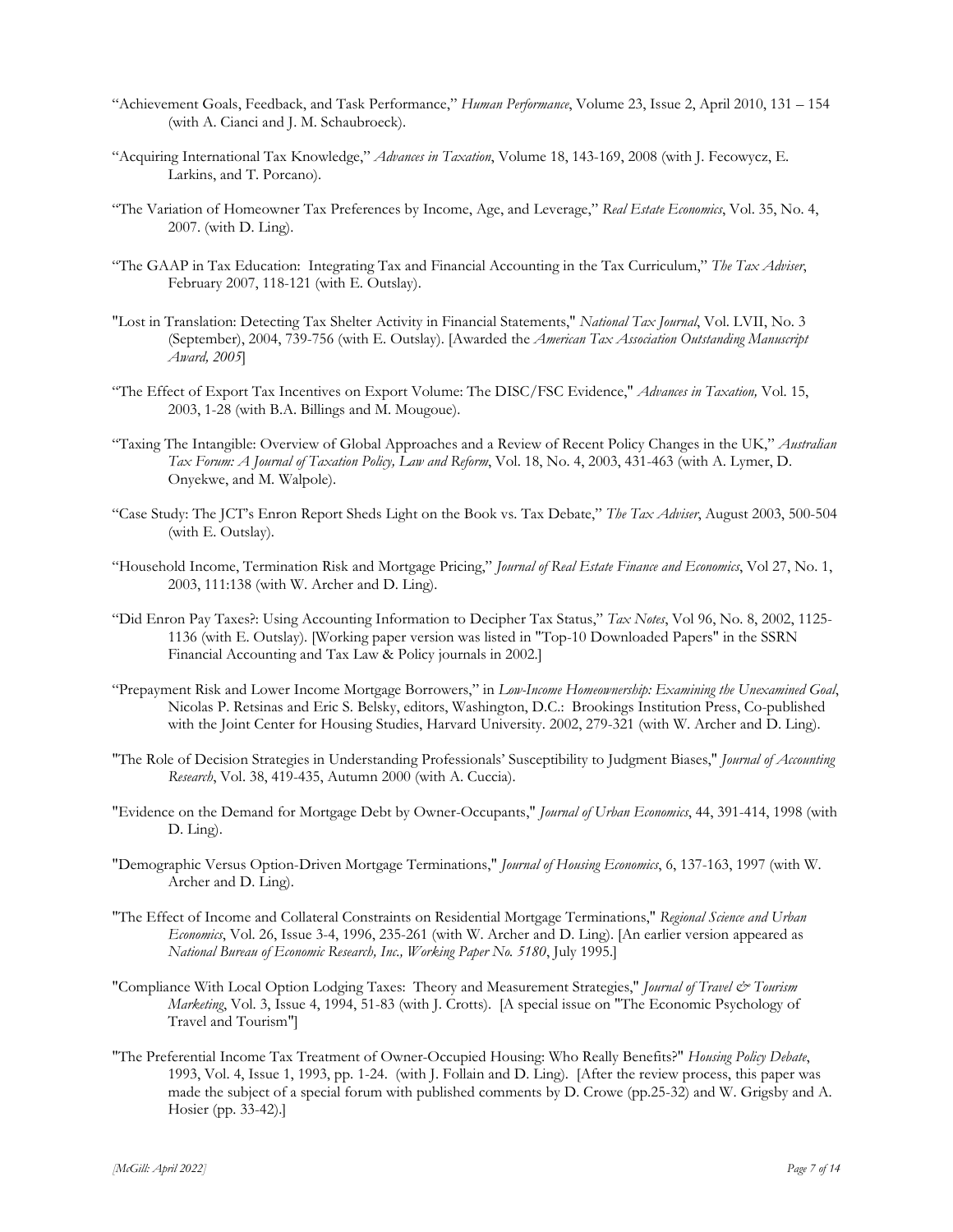"Achievement Goals, Feedback, and Task Performance," *Human Performance*, Volume 23, Issue 2, April 2010, 131 – 154 (with A. Cianci and J. M. Schaubroeck).

"Acquiring International Tax Knowledge," *Advances in Taxation*, Volume 18, 143-169, 2008 (with J. Fecowycz, E. Larkins, and T. Porcano).

"The Variation of Homeowner Tax Preferences by Income, Age, and Leverage," *Real Estate Economics*, Vol. 35, No. 4, 2007. (with D. Ling).

"The GAAP in Tax Education: Integrating Tax and Financial Accounting in the Tax Curriculum," *The Tax Adviser*, February 2007, 118-121 (with E. Outslay).

"Lost in Translation: Detecting Tax Shelter Activity in Financial Statements," *National Tax Journal*, Vol. LVII, No. 3 (September), 2004, 739-756 (with E. Outslay). [Awarded the *American Tax Association Outstanding Manuscript Award, 2005*]

"The Effect of Export Tax Incentives on Export Volume: The DISC/FSC Evidence," *Advances in Taxation,* Vol. 15, 2003, 1-28 (with B.A. Billings and M. Mougoue).

"Taxing The Intangible: Overview of Global Approaches and a Review of Recent Policy Changes in the UK," *Australian Tax Forum: A Journal of Taxation Policy, Law and Reform*, Vol. 18, No. 4, 2003, 431-463 (with A. Lymer, D. Onyekwe, and M. Walpole).

"Case Study: The JCT's Enron Report Sheds Light on the Book vs. Tax Debate," *The Tax Adviser*, August 2003, 500-504 (with E. Outslay).

"Household Income, Termination Risk and Mortgage Pricing," *Journal of Real Estate Finance and Economics*, Vol 27, No. 1, 2003, 111:138 (with W. Archer and D. Ling).

"Did Enron Pay Taxes?: Using Accounting Information to Decipher Tax Status," *Tax Notes*, Vol 96, No. 8, 2002, 1125-1136 (with E. Outslay). [Working paper version was listed in "Top-10 Downloaded Papers" in the SSRN Financial Accounting and Tax Law & Policy journals in 2002.]

"Prepayment Risk and Lower Income Mortgage Borrowers," in *Low-Income Homeownership: Examining the Unexamined Goal*, Nicolas P. Retsinas and Eric S. Belsky, editors, Washington, D.C.: Brookings Institution Press, Co-published with the Joint Center for Housing Studies, Harvard University. 2002, 279-321 (with W. Archer and D. Ling).

"The Role of Decision Strategies in Understanding Professionals' Susceptibility to Judgment Biases," *Journal of Accounting Research*, Vol. 38, 419-435, Autumn 2000 (with A. Cuccia).

"Evidence on the Demand for Mortgage Debt by Owner-Occupants," *Journal of Urban Economics*, 44, 391-414, 1998 (with D. Ling).

"Demographic Versus Option-Driven Mortgage Terminations," *Journal of Housing Economics*, 6, 137-163, 1997 (with W. Archer and D. Ling).

"The Effect of Income and Collateral Constraints on Residential Mortgage Terminations," *Regional Science and Urban Economics*, Vol. 26, Issue 3-4, 1996, 235-261 (with W. Archer and D. Ling). [An earlier version appeared as *National Bureau of Economic Research, Inc., Working Paper No. 5180*, July 1995.]

"Compliance With Local Option Lodging Taxes: Theory and Measurement Strategies," *Journal of Travel & Tourism Marketing*, Vol. 3, Issue 4, 1994, 51-83 (with J. Crotts). [A special issue on "The Economic Psychology of Travel and Tourism"]

"The Preferential Income Tax Treatment of Owner-Occupied Housing: Who Really Benefits?" *Housing Policy Debate*, 1993, Vol. 4, Issue 1, 1993, pp. 1-24. (with J. Follain and D. Ling). [After the review process, this paper was made the subject of a special forum with published comments by D. Crowe (pp.25-32) and W. Grigsby and A. Hosier (pp. 33-42).]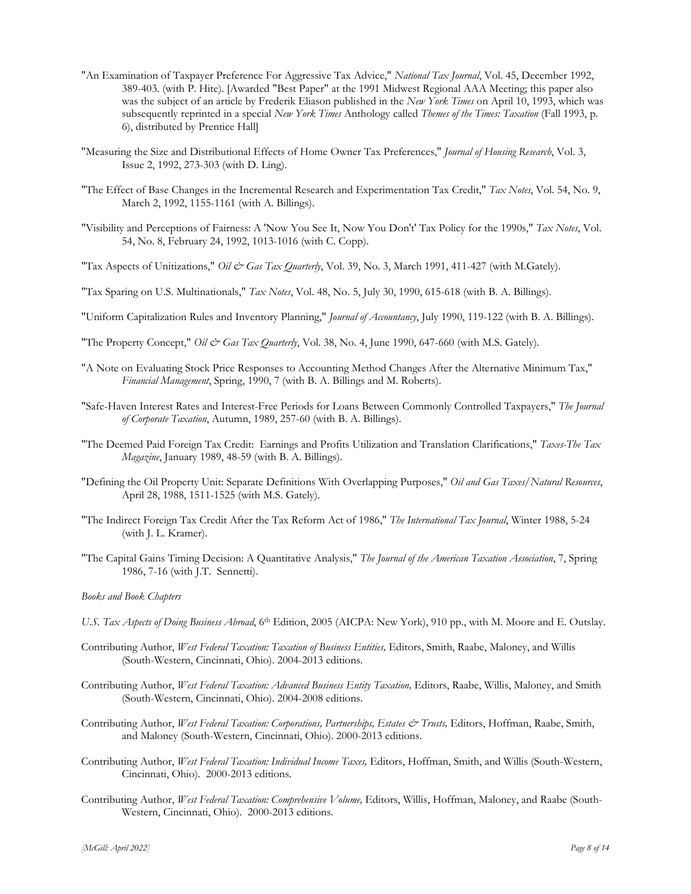"An Examination of Taxpayer Preference For Aggressive Tax Advice," *National Tax Journal*, Vol. 45, December 1992, 389-403. (with P. Hite). [Awarded "Best Paper" at the 1991 Midwest Regional AAA Meeting; this paper also was the subject of an article by Frederik Eliason published in the *New York Times* on April 10, 1993, which was subsequently reprinted in a special *New York Times* Anthology called *Themes of the Times: Taxation* (Fall 1993, p. 6), distributed by Prentice Hall]

"Measuring the Size and Distributional Effects of Home Owner Tax Preferences," *Journal of Housing Research*, Vol. 3, Issue 2, 1992, 273-303 (with D. Ling).

"The Effect of Base Changes in the Incremental Research and Experimentation Tax Credit," *Tax Notes*, Vol. 54, No. 9, March 2, 1992, 1155-1161 (with A. Billings).

"Visibility and Perceptions of Fairness: A 'Now You See It, Now You Don't' Tax Policy for the 1990s," *Tax Notes*, Vol. 54, No. 8, February 24, 1992, 1013-1016 (with C. Copp).

"Tax Aspects of Unitizations," *Oil & Gas Tax Quarterly*, Vol. 39, No. 3, March 1991, 411-427 (with M.Gately).

"Tax Sparing on U.S. Multinationals," *Tax Notes*, Vol. 48, No. 5, July 30, 1990, 615-618 (with B. A. Billings).

"Uniform Capitalization Rules and Inventory Planning," *Journal of Accountancy*, July 1990, 119-122 (with B. A. Billings).

"The Property Concept," *Oil & Gas Tax Quarterly*, Vol. 38, No. 4, June 1990, 647-660 (with M.S. Gately).

"A Note on Evaluating Stock Price Responses to Accounting Method Changes After the Alternative Minimum Tax," *Financial Management*, Spring, 1990, 7 (with B. A. Billings and M. Roberts).

"Safe-Haven Interest Rates and Interest-Free Periods for Loans Between Commonly Controlled Taxpayers," *The Journal of Corporate Taxation*, Autumn, 1989, 257-60 (with B. A. Billings).

"The Deemed Paid Foreign Tax Credit: Earnings and Profits Utilization and Translation Clarifications," *Taxes-The Tax Magazine*, January 1989, 48-59 (with B. A. Billings).

"Defining the Oil Property Unit: Separate Definitions With Overlapping Purposes," *Oil and Gas Taxes/Natural Resources*, April 28, 1988, 1511-1525 (with M.S. Gately).

"The Indirect Foreign Tax Credit After the Tax Reform Act of 1986," *The International Tax Journal*, Winter 1988, 5-24 (with J. L. Kramer).

"The Capital Gains Timing Decision: A Quantitative Analysis," *The Journal of the American Taxation Association*, 7, Spring 1986, 7-16 (with J.T. Sennetti).

*Books and Book Chapters*

*U.S. Tax Aspects of Doing Business Abroad*, 6th Edition, 2005 (AICPA: New York), 910 pp., with M. Moore and E. Outslay.

Contributing Author, *West Federal Taxation: Taxation of Business Entities,* Editors, Smith, Raabe, Maloney, and Willis (South-Western, Cincinnati, Ohio). 2004-2013 editions.

Contributing Author, *West Federal Taxation: Advanced Business Entity Taxation,* Editors, Raabe, Willis, Maloney, and Smith (South-Western, Cincinnati, Ohio). 2004-2008 editions.

Contributing Author, *West Federal Taxation: Corporations, Partnerships, Estates & Trusts,* Editors, Hoffman, Raabe, Smith, and Maloney (South-Western, Cincinnati, Ohio). 2000-2013 editions.

Contributing Author, *West Federal Taxation: Individual Income Taxes,* Editors, Hoffman, Smith, and Willis (South-Western, Cincinnati, Ohio). 2000-2013 editions.

Contributing Author, *West Federal Taxation: Comprehensive Volume,* Editors, Willis, Hoffman, Maloney, and Raabe (South-Western, Cincinnati, Ohio). 2000-2013 editions.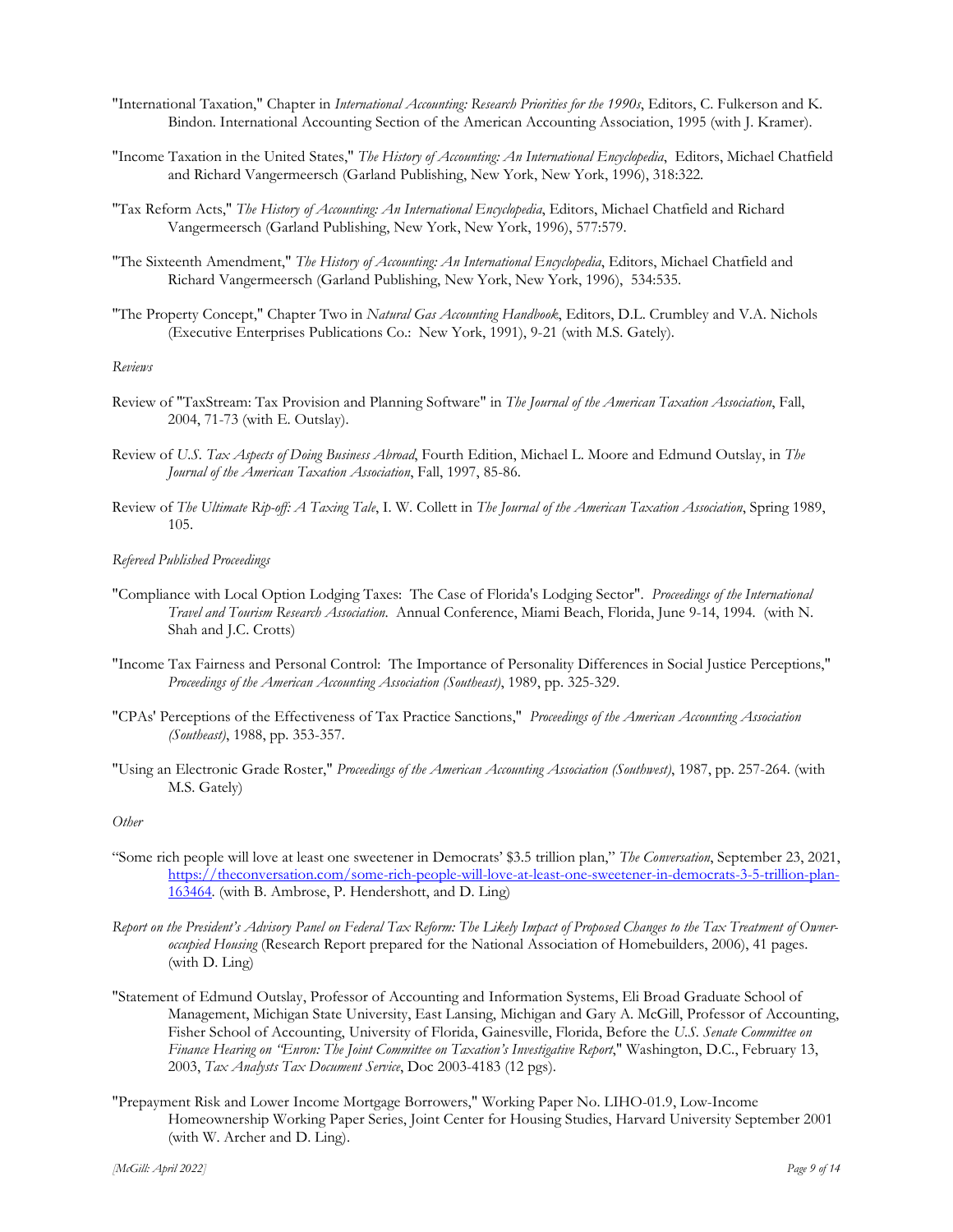"International Taxation," Chapter in *International Accounting: Research Priorities for the 1990s*, Editors, C. Fulkerson and K. Bindon. International Accounting Section of the American Accounting Association, 1995 (with J. Kramer).

"Income Taxation in the United States," *The History of Accounting: An International Encyclopedia*, Editors, Michael Chatfield and Richard Vangermeersch (Garland Publishing, New York, New York, 1996), 318:322.

"Tax Reform Acts," *The History of Accounting: An International Encyclopedia*, Editors, Michael Chatfield and Richard Vangermeersch (Garland Publishing, New York, New York, 1996), 577:579.

"The Sixteenth Amendment," *The History of Accounting: An International Encyclopedia*, Editors, Michael Chatfield and Richard Vangermeersch (Garland Publishing, New York, New York, 1996), 534:535.

"The Property Concept," Chapter Two in *Natural Gas Accounting Handbook*, Editors, D.L. Crumbley and V.A. Nichols (Executive Enterprises Publications Co.: New York, 1991), 9-21 (with M.S. Gately).

*Reviews*

Review of "TaxStream: Tax Provision and Planning Software" in *The Journal of the American Taxation Association*, Fall, 2004, 71-73 (with E. Outslay).

Review of *U.S. Tax Aspects of Doing Business Abroad*, Fourth Edition, Michael L. Moore and Edmund Outslay, in *The Journal of the American Taxation Association*, Fall, 1997, 85-86.

Review of *The Ultimate Rip-off: A Taxing Tale*, I. W. Collett in *The Journal of the American Taxation Association*, Spring 1989, 105.

*Refereed Published Proceedings*

"Compliance with Local Option Lodging Taxes: The Case of Florida's Lodging Sector". *Proceedings of the International Travel and Tourism Research Association*. Annual Conference, Miami Beach, Florida, June 9-14, 1994. (with N. Shah and J.C. Crotts)

"Income Tax Fairness and Personal Control: The Importance of Personality Differences in Social Justice Perceptions," *Proceedings of the American Accounting Association (Southeast)*, 1989, pp. 325-329.

"CPAs' Perceptions of the Effectiveness of Tax Practice Sanctions," *Proceedings of the American Accounting Association (Southeast)*, 1988, pp. 353-357.

"Using an Electronic Grade Roster," *Proceedings of the American Accounting Association (Southwest)*, 1987, pp. 257-264. (with M.S. Gately)

*Other*

"Some rich people will love at least one sweetener in Democrats' $3.5 trillion plan," *The Conversation*, September 23, 2021, https://theconversation.com/some-rich-people-will-love-at-least-one-sweetener-in-democrats-3-5-trillion-plan-163464. (with B. Ambrose, P. Hendershott, and D. Ling)

*Report on the President's Advisory Panel on Federal Tax Reform: The Likely Impact of Proposed Changes to the Tax Treatment of Owner-occupied Housing* (Research Report prepared for the National Association of Homebuilders, 2006), 41 pages. (with D. Ling)

"Statement of Edmund Outslay, Professor of Accounting and Information Systems, Eli Broad Graduate School of Management, Michigan State University, East Lansing, Michigan and Gary A. McGill, Professor of Accounting, Fisher School of Accounting, University of Florida, Gainesville, Florida, Before the *U.S. Senate Committee on Finance Hearing on "Enron: The Joint Committee on Taxation's Investigative Report*," Washington, D.C., February 13, 2003, *Tax Analysts Tax Document Service*, Doc 2003-4183 (12 pgs).

"Prepayment Risk and Lower Income Mortgage Borrowers," Working Paper No. LIHO-01.9, Low-Income Homeownership Working Paper Series, Joint Center for Housing Studies, Harvard University September 2001 (with W. Archer and D. Ling).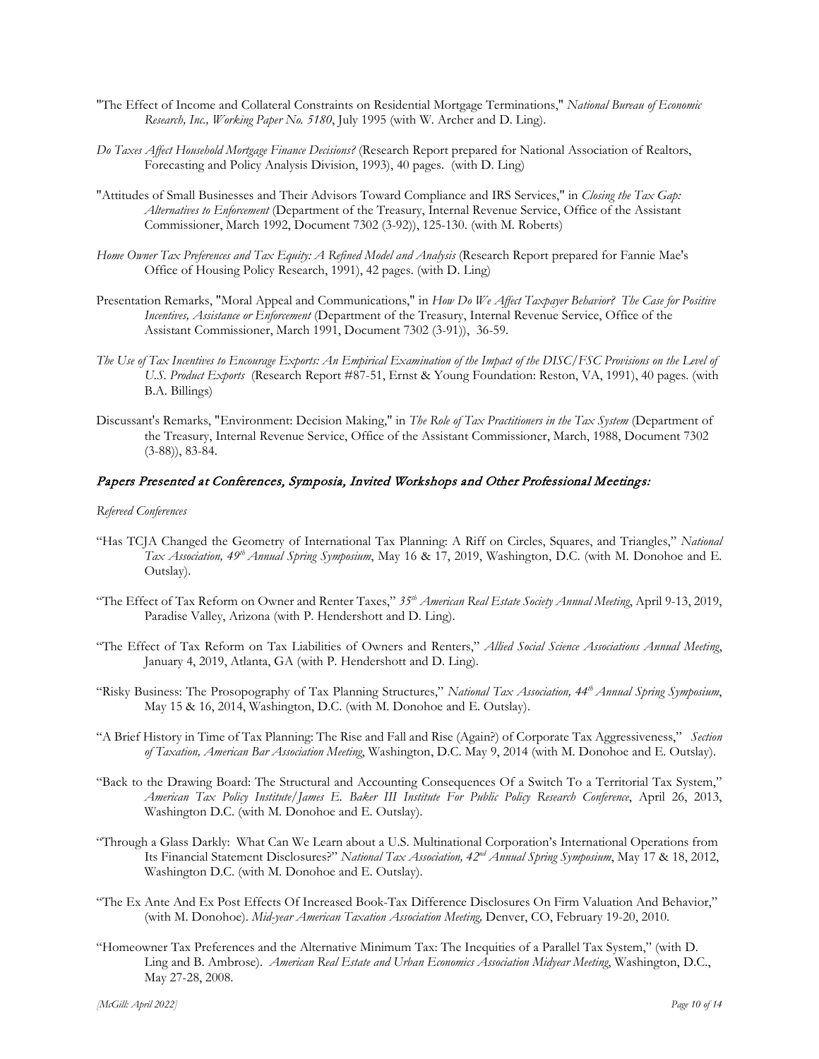"The Effect of Income and Collateral Constraints on Residential Mortgage Terminations," *National Bureau of Economic Research, Inc., Working Paper No. 5180*, July 1995 (with W. Archer and D. Ling).

*Do Taxes Affect Household Mortgage Finance Decisions?* (Research Report prepared for National Association of Realtors, Forecasting and Policy Analysis Division, 1993), 40 pages. (with D. Ling)

"Attitudes of Small Businesses and Their Advisors Toward Compliance and IRS Services," in *Closing the Tax Gap: Alternatives to Enforcement* (Department of the Treasury, Internal Revenue Service, Office of the Assistant Commissioner, March 1992, Document 7302 (3-92)), 125-130. (with M. Roberts)

*Home Owner Tax Preferences and Tax Equity: A Refined Model and Analysis* (Research Report prepared for Fannie Mae's Office of Housing Policy Research, 1991), 42 pages. (with D. Ling)

Presentation Remarks, "Moral Appeal and Communications," in *How Do We Affect Taxpayer Behavior? The Case for Positive Incentives, Assistance or Enforcement* (Department of the Treasury, Internal Revenue Service, Office of the Assistant Commissioner, March 1991, Document 7302 (3-91)), 36-59.

*The Use of Tax Incentives to Encourage Exports: An Empirical Examination of the Impact of the DISC/FSC Provisions on the Level of U.S. Product Exports* (Research Report #87-51, Ernst & Young Foundation: Reston, VA, 1991), 40 pages. (with B.A. Billings)

Discussant's Remarks, "Environment: Decision Making," in *The Role of Tax Practitioners in the Tax System* (Department of the Treasury, Internal Revenue Service, Office of the Assistant Commissioner, March, 1988, Document 7302 (3-88)), 83-84.

## *Papers Presented at Conferences, Symposia, Invited Workshops and Other Professional Meetings:*

*Refereed Conferences*

"Has TCJA Changed the Geometry of International Tax Planning: A Riff on Circles, Squares, and Triangles," *National Tax Association, 49th Annual Spring Symposium*, May 16 & 17, 2019, Washington, D.C. (with M. Donohoe and E. Outslay).

"The Effect of Tax Reform on Owner and Renter Taxes," *35th American Real Estate Society Annual Meeting*, April 9-13, 2019, Paradise Valley, Arizona (with P. Hendershott and D. Ling).

"The Effect of Tax Reform on Tax Liabilities of Owners and Renters," *Allied Social Science Associations Annual Meeting*, January 4, 2019, Atlanta, GA (with P. Hendershott and D. Ling).

"Risky Business: The Prosopography of Tax Planning Structures," *National Tax Association, 44th Annual Spring Symposium*, May 15 & 16, 2014, Washington, D.C. (with M. Donohoe and E. Outslay).

"A Brief History in Time of Tax Planning: The Rise and Fall and Rise (Again?) of Corporate Tax Aggressiveness," *Section of Taxation, American Bar Association Meeting*, Washington, D.C. May 9, 2014 (with M. Donohoe and E. Outslay).

"Back to the Drawing Board: The Structural and Accounting Consequences Of a Switch To a Territorial Tax System," *American Tax Policy Institute/James E. Baker III Institute For Public Policy Research Conference*, April 26, 2013, Washington D.C. (with M. Donohoe and E. Outslay).

"Through a Glass Darkly: What Can We Learn about a U.S. Multinational Corporation's International Operations from Its Financial Statement Disclosures?" *National Tax Association, 42nd Annual Spring Symposium*, May 17 & 18, 2012, Washington D.C. (with M. Donohoe and E. Outslay).

"The Ex Ante And Ex Post Effects Of Increased Book-Tax Difference Disclosures On Firm Valuation And Behavior," (with M. Donohoe). *Mid-year American Taxation Association Meeting,* Denver, CO, February 19-20, 2010.

"Homeowner Tax Preferences and the Alternative Minimum Tax: The Inequities of a Parallel Tax System," (with D. Ling and B. Ambrose). *American Real Estate and Urban Economics Association Midyear Meeting*, Washington, D.C., May 27-28, 2008.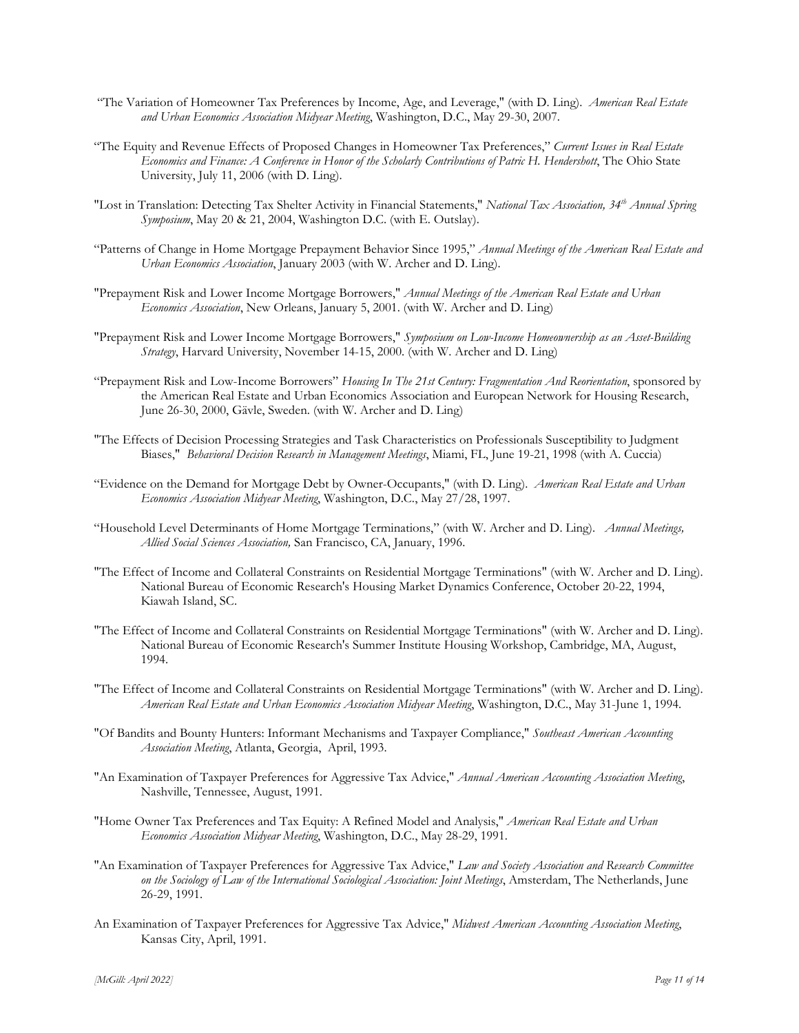"The Variation of Homeowner Tax Preferences by Income, Age, and Leverage," (with D. Ling). *American Real Estate and Urban Economics Association Midyear Meeting*, Washington, D.C., May 29-30, 2007.

"The Equity and Revenue Effects of Proposed Changes in Homeowner Tax Preferences," *Current Issues in Real Estate Economics and Finance: A Conference in Honor of the Scholarly Contributions of Patric H. Hendershott*, The Ohio State University, July 11, 2006 (with D. Ling).

"Lost in Translation: Detecting Tax Shelter Activity in Financial Statements," *National Tax Association, 34th Annual Spring Symposium*, May 20 & 21, 2004, Washington D.C. (with E. Outslay).

"Patterns of Change in Home Mortgage Prepayment Behavior Since 1995," *Annual Meetings of the American Real Estate and Urban Economics Association*, January 2003 (with W. Archer and D. Ling).

"Prepayment Risk and Lower Income Mortgage Borrowers," *Annual Meetings of the American Real Estate and Urban Economics Association*, New Orleans, January 5, 2001. (with W. Archer and D. Ling)

"Prepayment Risk and Lower Income Mortgage Borrowers," *Symposium on Low-Income Homeownership as an Asset-Building Strategy*, Harvard University, November 14-15, 2000. (with W. Archer and D. Ling)

"Prepayment Risk and Low-Income Borrowers" *Housing In The 21st Century: Fragmentation And Reorientation*, sponsored by the American Real Estate and Urban Economics Association and European Network for Housing Research, June 26-30, 2000, Gävle, Sweden. (with W. Archer and D. Ling)

"The Effects of Decision Processing Strategies and Task Characteristics on Professionals Susceptibility to Judgment Biases," *Behavioral Decision Research in Management Meetings*, Miami, FL, June 19-21, 1998 (with A. Cuccia)

"Evidence on the Demand for Mortgage Debt by Owner-Occupants," (with D. Ling). *American Real Estate and Urban Economics Association Midyear Meeting*, Washington, D.C., May 27/28, 1997.

"Household Level Determinants of Home Mortgage Terminations," (with W. Archer and D. Ling). *Annual Meetings, Allied Social Sciences Association,* San Francisco, CA, January, 1996.

"The Effect of Income and Collateral Constraints on Residential Mortgage Terminations" (with W. Archer and D. Ling). National Bureau of Economic Research's Housing Market Dynamics Conference, October 20-22, 1994, Kiawah Island, SC.

"The Effect of Income and Collateral Constraints on Residential Mortgage Terminations" (with W. Archer and D. Ling). National Bureau of Economic Research's Summer Institute Housing Workshop, Cambridge, MA, August, 1994.

"The Effect of Income and Collateral Constraints on Residential Mortgage Terminations" (with W. Archer and D. Ling). *American Real Estate and Urban Economics Association Midyear Meeting*, Washington, D.C., May 31-June 1, 1994.

"Of Bandits and Bounty Hunters: Informant Mechanisms and Taxpayer Compliance," *Southeast American Accounting Association Meeting*, Atlanta, Georgia, April, 1993.

"An Examination of Taxpayer Preferences for Aggressive Tax Advice," *Annual American Accounting Association Meeting*, Nashville, Tennessee, August, 1991.

"Home Owner Tax Preferences and Tax Equity: A Refined Model and Analysis," *American Real Estate and Urban Economics Association Midyear Meeting*, Washington, D.C., May 28-29, 1991.

"An Examination of Taxpayer Preferences for Aggressive Tax Advice," *Law and Society Association and Research Committee on the Sociology of Law of the International Sociological Association: Joint Meetings*, Amsterdam, The Netherlands, June 26-29, 1991.

An Examination of Taxpayer Preferences for Aggressive Tax Advice," *Midwest American Accounting Association Meeting*, Kansas City, April, 1991.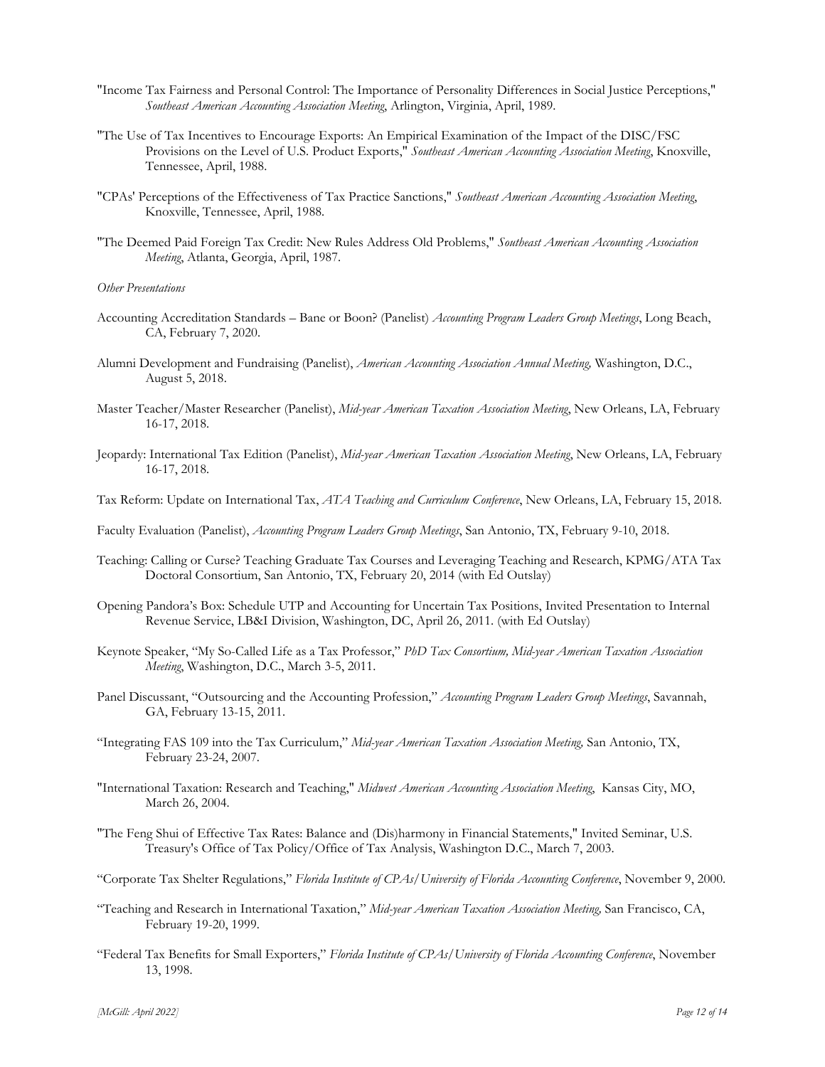"Income Tax Fairness and Personal Control: The Importance of Personality Differences in Social Justice Perceptions," *Southeast American Accounting Association Meeting*, Arlington, Virginia, April, 1989.

"The Use of Tax Incentives to Encourage Exports: An Empirical Examination of the Impact of the DISC/FSC Provisions on the Level of U.S. Product Exports," *Southeast American Accounting Association Meeting*, Knoxville, Tennessee, April, 1988.

"CPAs' Perceptions of the Effectiveness of Tax Practice Sanctions," *Southeast American Accounting Association Meeting*, Knoxville, Tennessee, April, 1988.

"The Deemed Paid Foreign Tax Credit: New Rules Address Old Problems," *Southeast American Accounting Association Meeting*, Atlanta, Georgia, April, 1987.

*Other Presentations*

Accounting Accreditation Standards – Bane or Boon? (Panelist) *Accounting Program Leaders Group Meetings*, Long Beach, CA, February 7, 2020.

Alumni Development and Fundraising (Panelist), *American Accounting Association Annual Meeting,* Washington, D.C., August 5, 2018.

Master Teacher/Master Researcher (Panelist), *Mid-year American Taxation Association Meeting*, New Orleans, LA, February 16-17, 2018.

Jeopardy: International Tax Edition (Panelist), *Mid-year American Taxation Association Meeting*, New Orleans, LA, February 16-17, 2018.

Tax Reform: Update on International Tax, *ATA Teaching and Curriculum Conference*, New Orleans, LA, February 15, 2018.

Faculty Evaluation (Panelist), *Accounting Program Leaders Group Meetings*, San Antonio, TX, February 9-10, 2018.

Teaching: Calling or Curse? Teaching Graduate Tax Courses and Leveraging Teaching and Research, KPMG/ATA Tax Doctoral Consortium, San Antonio, TX, February 20, 2014 (with Ed Outslay)

Opening Pandora's Box: Schedule UTP and Accounting for Uncertain Tax Positions, Invited Presentation to Internal Revenue Service, LB&I Division, Washington, DC, April 26, 2011. (with Ed Outslay)

Keynote Speaker, "My So-Called Life as a Tax Professor," *PhD Tax Consortium, Mid-year American Taxation Association Meeting*, Washington, D.C., March 3-5, 2011.

Panel Discussant, "Outsourcing and the Accounting Profession," *Accounting Program Leaders Group Meetings*, Savannah, GA, February 13-15, 2011.

"Integrating FAS 109 into the Tax Curriculum," *Mid-year American Taxation Association Meeting,* San Antonio, TX, February 23-24, 2007.

"International Taxation: Research and Teaching," *Midwest American Accounting Association Meeting*, Kansas City, MO, March 26, 2004.

"The Feng Shui of Effective Tax Rates: Balance and (Dis)harmony in Financial Statements," Invited Seminar, U.S. Treasury's Office of Tax Policy/Office of Tax Analysis, Washington D.C., March 7, 2003.

"Corporate Tax Shelter Regulations," *Florida Institute of CPAs/University of Florida Accounting Conference*, November 9, 2000.

"Teaching and Research in International Taxation," *Mid-year American Taxation Association Meeting,* San Francisco, CA, February 19-20, 1999.

"Federal Tax Benefits for Small Exporters," *Florida Institute of CPAs/University of Florida Accounting Conference*, November 13, 1998.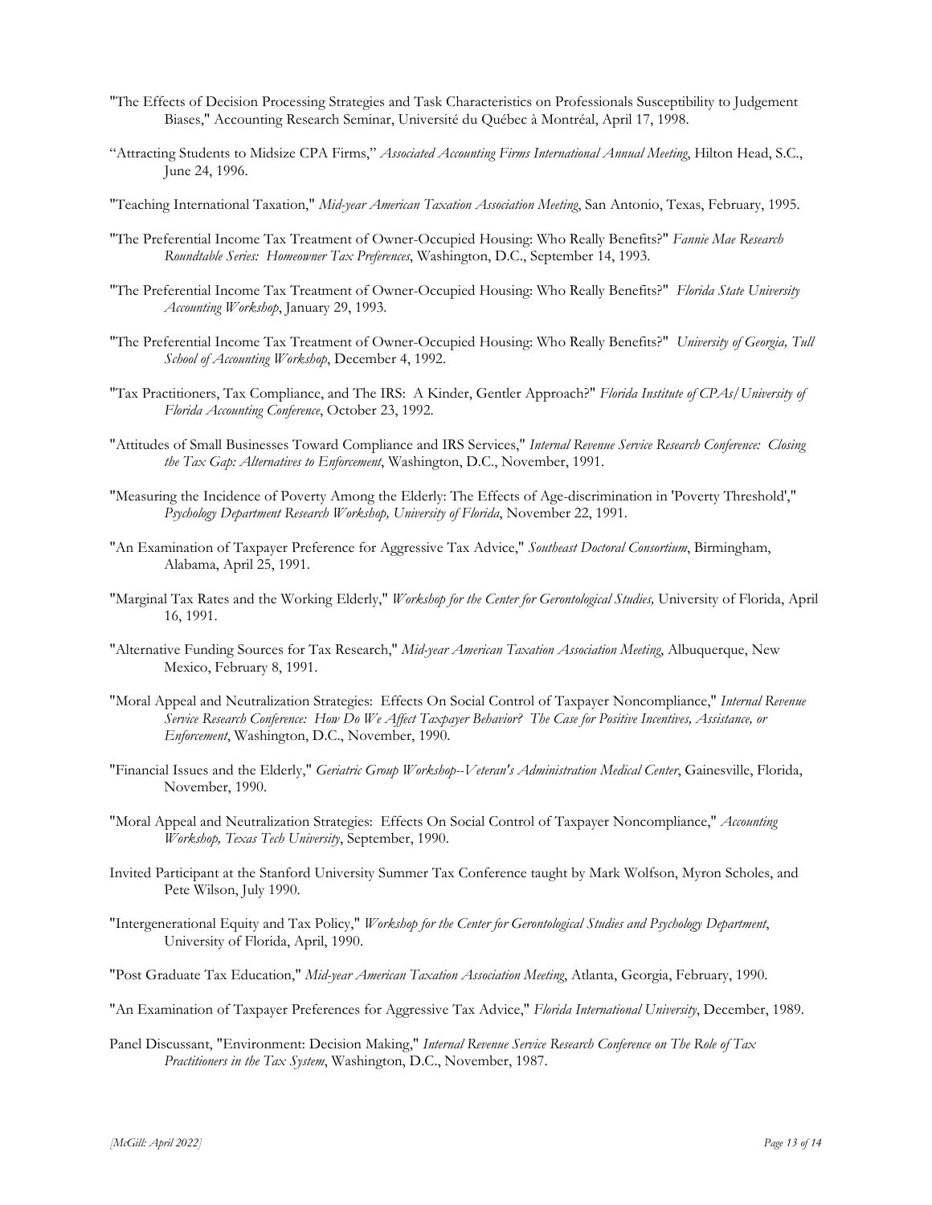"The Effects of Decision Processing Strategies and Task Characteristics on Professionals Susceptibility to Judgement Biases," Accounting Research Seminar, Université du Québec à Montréal, April 17, 1998.

"Attracting Students to Midsize CPA Firms," *Associated Accounting Firms International Annual Meeting*, Hilton Head, S.C., June 24, 1996.

"Teaching International Taxation," *Mid-year American Taxation Association Meeting*, San Antonio, Texas, February, 1995.

"The Preferential Income Tax Treatment of Owner-Occupied Housing: Who Really Benefits?" *Fannie Mae Research Roundtable Series: Homeowner Tax Preferences*, Washington, D.C., September 14, 1993.

"The Preferential Income Tax Treatment of Owner-Occupied Housing: Who Really Benefits?" *Florida State University Accounting Workshop*, January 29, 1993.

"The Preferential Income Tax Treatment of Owner-Occupied Housing: Who Really Benefits?" *University of Georgia, Tull School of Accounting Workshop*, December 4, 1992.

"Tax Practitioners, Tax Compliance, and The IRS: A Kinder, Gentler Approach?" *Florida Institute of CPAs/University of Florida Accounting Conference*, October 23, 1992.

"Attitudes of Small Businesses Toward Compliance and IRS Services," *Internal Revenue Service Research Conference: Closing the Tax Gap: Alternatives to Enforcement*, Washington, D.C., November, 1991.

"Measuring the Incidence of Poverty Among the Elderly: The Effects of Age-discrimination in 'Poverty Threshold'," *Psychology Department Research Workshop, University of Florida*, November 22, 1991.

"An Examination of Taxpayer Preference for Aggressive Tax Advice," *Southeast Doctoral Consortium*, Birmingham, Alabama, April 25, 1991.

"Marginal Tax Rates and the Working Elderly," *Workshop for the Center for Gerontological Studies,* University of Florida, April 16, 1991.

"Alternative Funding Sources for Tax Research," *Mid-year American Taxation Association Meeting*, Albuquerque, New Mexico, February 8, 1991.

"Moral Appeal and Neutralization Strategies: Effects On Social Control of Taxpayer Noncompliance," *Internal Revenue Service Research Conference: How Do We Affect Taxpayer Behavior? The Case for Positive Incentives, Assistance, or Enforcement*, Washington, D.C., November, 1990.

"Financial Issues and the Elderly," *Geriatric Group Workshop--Veteran's Administration Medical Center*, Gainesville, Florida, November, 1990.

"Moral Appeal and Neutralization Strategies: Effects On Social Control of Taxpayer Noncompliance," *Accounting Workshop, Texas Tech University*, September, 1990.

Invited Participant at the Stanford University Summer Tax Conference taught by Mark Wolfson, Myron Scholes, and Pete Wilson, July 1990.

"Intergenerational Equity and Tax Policy," *Workshop for the Center for Gerontological Studies and Psychology Department*, University of Florida, April, 1990.

"Post Graduate Tax Education," *Mid-year American Taxation Association Meeting*, Atlanta, Georgia, February, 1990.

"An Examination of Taxpayer Preferences for Aggressive Tax Advice," *Florida International University*, December, 1989.

Panel Discussant, "Environment: Decision Making," *Internal Revenue Service Research Conference on The Role of Tax Practitioners in the Tax System*, Washington, D.C., November, 1987.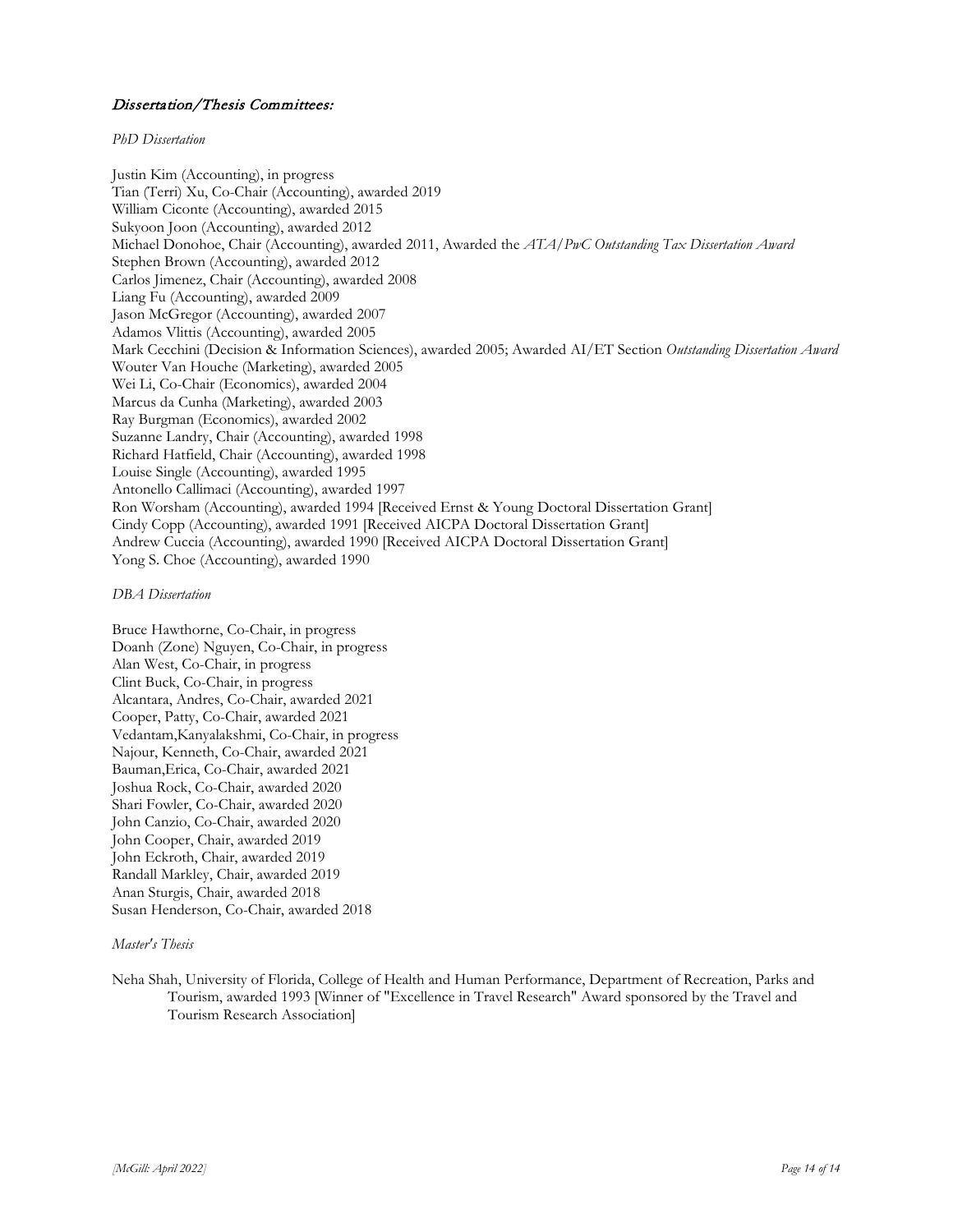## *Dissertation/Thesis Committees:*

*PhD Dissertation*

Justin Kim (Accounting), in progress
Tian (Terri) Xu, Co-Chair (Accounting), awarded 2019
William Ciconte (Accounting), awarded 2015
Sukyoon Joon (Accounting), awarded 2012
Michael Donohoe, Chair (Accounting), awarded 2011, Awarded the *ATA/PwC Outstanding Tax Dissertation Award*
Stephen Brown (Accounting), awarded 2012
Carlos Jimenez, Chair (Accounting), awarded 2008
Liang Fu (Accounting), awarded 2009
Jason McGregor (Accounting), awarded 2007
Adamos Vlittis (Accounting), awarded 2005
Mark Cecchini (Decision & Information Sciences), awarded 2005; Awarded AI/ET Section *Outstanding Dissertation Award*
Wouter Van Houche (Marketing), awarded 2005
Wei Li, Co-Chair (Economics), awarded 2004
Marcus da Cunha (Marketing), awarded 2003
Ray Burgman (Economics), awarded 2002
Suzanne Landry, Chair (Accounting), awarded 1998
Richard Hatfield, Chair (Accounting), awarded 1998
Louise Single (Accounting), awarded 1995
Antonello Callimaci (Accounting), awarded 1997
Ron Worsham (Accounting), awarded 1994 [Received Ernst & Young Doctoral Dissertation Grant]
Cindy Copp (Accounting), awarded 1991 [Received AICPA Doctoral Dissertation Grant]
Andrew Cuccia (Accounting), awarded 1990 [Received AICPA Doctoral Dissertation Grant]
Yong S. Choe (Accounting), awarded 1990

*DBA Dissertation*

Bruce Hawthorne, Co-Chair, in progress
Doanh (Zone) Nguyen, Co-Chair, in progress
Alan West, Co-Chair, in progress
Clint Buck, Co-Chair, in progress
Alcantara, Andres, Co-Chair, awarded 2021
Cooper, Patty, Co-Chair, awarded 2021
Vedantam,Kanyalakshmi, Co-Chair, in progress
Najour, Kenneth, Co-Chair, awarded 2021
Bauman,Erica, Co-Chair, awarded 2021
Joshua Rock, Co-Chair, awarded 2020
Shari Fowler, Co-Chair, awarded 2020
John Canzio, Co-Chair, awarded 2020
John Cooper, Chair, awarded 2019
John Eckroth, Chair, awarded 2019
Randall Markley, Chair, awarded 2019
Anan Sturgis, Chair, awarded 2018
Susan Henderson, Co-Chair, awarded 2018

*Master's Thesis*

Neha Shah, University of Florida, College of Health and Human Performance, Department of Recreation, Parks and Tourism, awarded 1993 [Winner of "Excellence in Travel Research" Award sponsored by the Travel and Tourism Research Association]